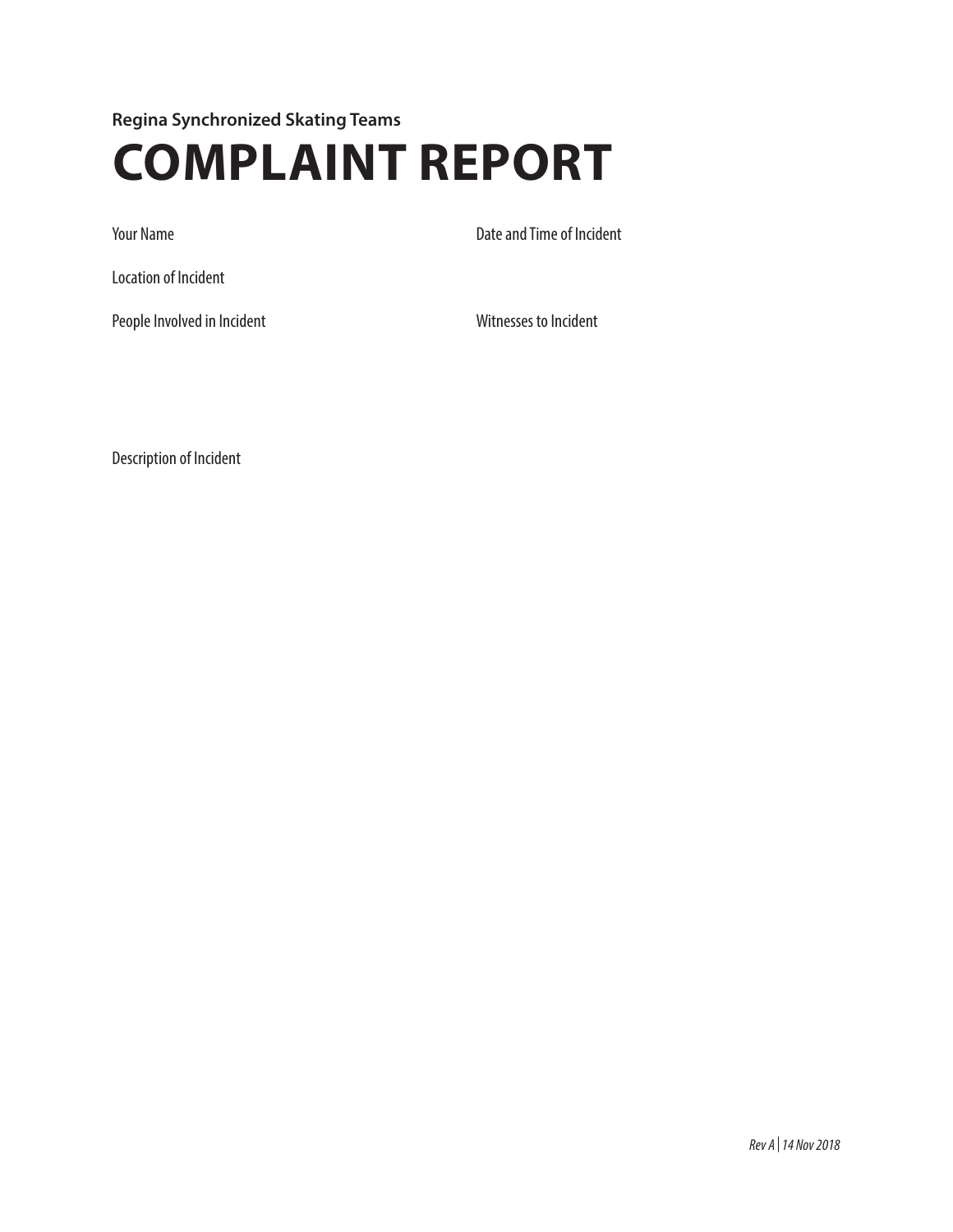**Regina Synchronized Skating Teams**

# COMPLAINT REPORT

Your Name

Date and Time of Incident

Location of Incident

People Involved in Incident

Witnesses to Incident

Description of Incident

*Rev A | 14 Nov 2018*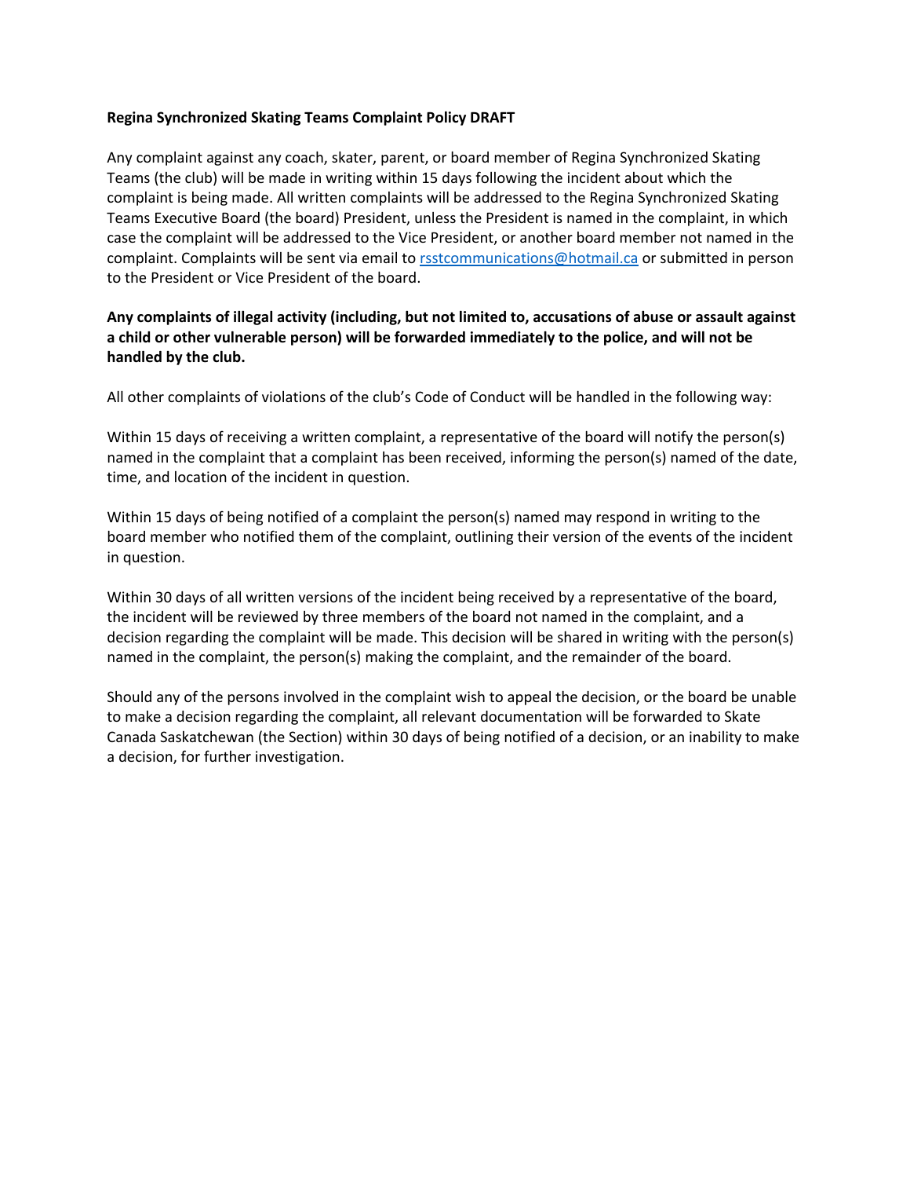**Regina Synchronized Skating Teams Complaint Policy DRAFT**

Any complaint against any coach, skater, parent, or board member of Regina Synchronized Skating Teams (the club) will be made in writing within 15 days following the incident about which the complaint is being made. All written complaints will be addressed to the Regina Synchronized Skating Teams Executive Board (the board) President, unless the President is named in the complaint, in which case the complaint will be addressed to the Vice President, or another board member not named in the complaint. Complaints will be sent via email to rsstcommunications@hotmail.ca or submitted in person to the President or Vice President of the board.

**Any complaints of illegal activity (including, but not limited to, accusations of abuse or assault against a child or other vulnerable person) will be forwarded immediately to the police, and will not be handled by the club.**

All other complaints of violations of the club's Code of Conduct will be handled in the following way:

Within 15 days of receiving a written complaint, a representative of the board will notify the person(s) named in the complaint that a complaint has been received, informing the person(s) named of the date, time, and location of the incident in question.

Within 15 days of being notified of a complaint the person(s) named may respond in writing to the board member who notified them of the complaint, outlining their version of the events of the incident in question.

Within 30 days of all written versions of the incident being received by a representative of the board, the incident will be reviewed by three members of the board not named in the complaint, and a decision regarding the complaint will be made. This decision will be shared in writing with the person(s) named in the complaint, the person(s) making the complaint, and the remainder of the board.

Should any of the persons involved in the complaint wish to appeal the decision, or the board be unable to make a decision regarding the complaint, all relevant documentation will be forwarded to Skate Canada Saskatchewan (the Section) within 30 days of being notified of a decision, or an inability to make a decision, for further investigation.